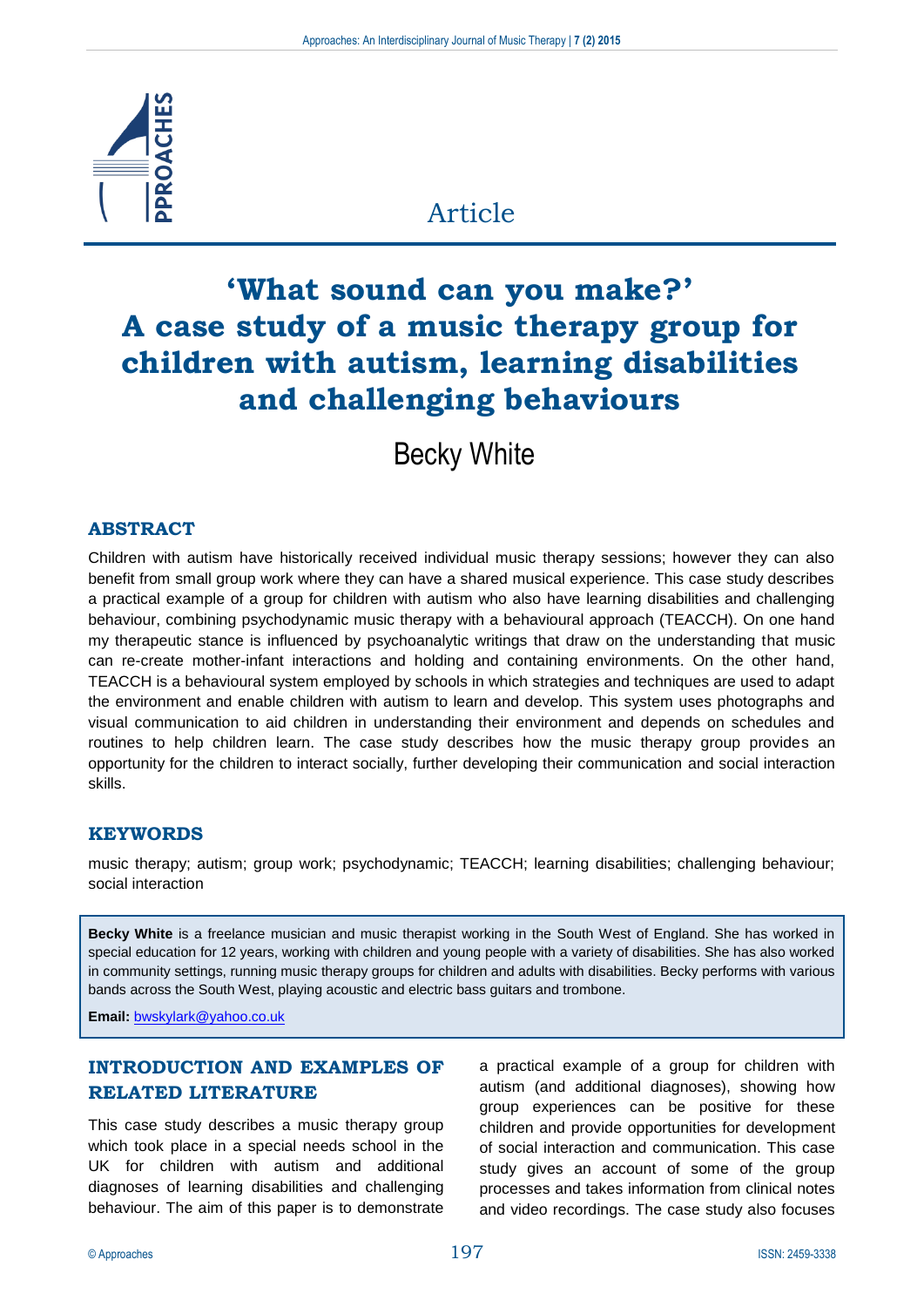Article

# 'What sound can you make?' A case study of a music therapy group for children with autism, learning disabilities and challenging behaviours

Becky White

## ABSTRACT

Children with autism have historically received individual music therapy sessions; however they can also benefit from small group work where they can have a shared musical experience. This case study describes a practical example of a group for children with autism who also have learning disabilities and challenging behaviour, combining psychodynamic music therapy with a behavioural approach (TEACCH). On one hand my therapeutic stance is influenced by psychoanalytic writings that draw on the understanding that music can re-create mother-infant interactions and holding and containing environments. On the other hand, TEACCH is a behavioural system employed by schools in which strategies and techniques are used to adapt the environment and enable children with autism to learn and develop. This system uses photographs and visual communication to aid children in understanding their environment and depends on schedules and routines to help children learn. The case study describes how the music therapy group provides an opportunity for the children to interact socially, further developing their communication and social interaction skills.

## KEYWORDS

music therapy; autism; group work; psychodynamic; TEACCH; learning disabilities; challenging behaviour; social interaction

**Becky White** is a freelance musician and music therapist working in the South West of England. She has worked in special education for 12 years, working with children and young people with a variety of disabilities. She has also worked in community settings, running music therapy groups for children and adults with disabilities. Becky performs with various bands across the South West, playing acoustic and electric bass guitars and trombone.

**Email:** bwskylark@yahoo.co.uk

## INTRODUCTION AND EXAMPLES OF RELATED LITERATURE

This case study describes a music therapy group which took place in a special needs school in the UK for children with autism and additional diagnoses of learning disabilities and challenging behaviour. The aim of this paper is to demonstrate a practical example of a group for children with autism (and additional diagnoses), showing how group experiences can be positive for these children and provide opportunities for development of social interaction and communication. This case study gives an account of some of the group processes and takes information from clinical notes and video recordings. The case study also focuses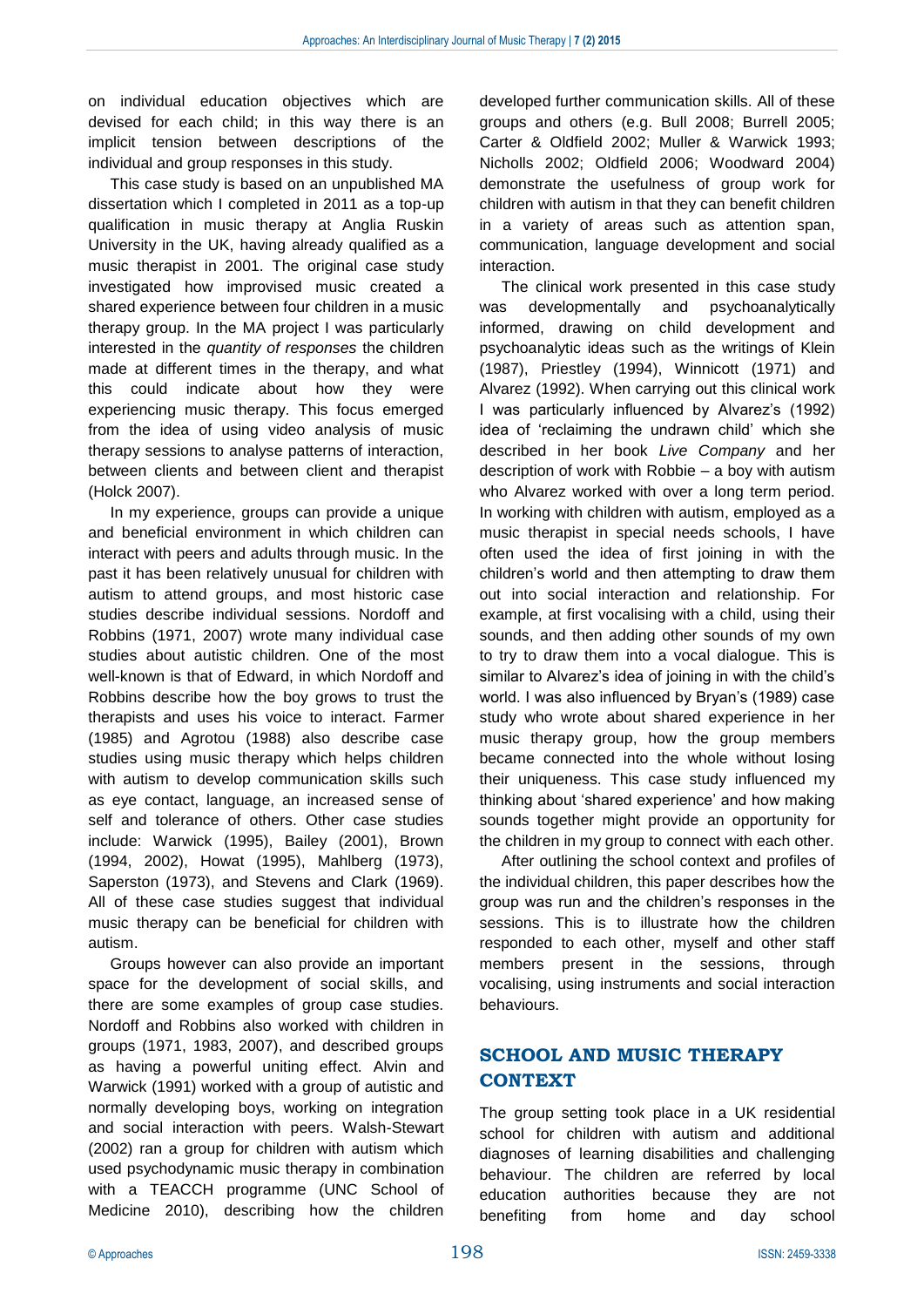on individual education objectives which are devised for each child; in this way there is an implicit tension between descriptions of the individual and group responses in this study.

This case study is based on an unpublished MA dissertation which I completed in 2011 as a top-up qualification in music therapy at Anglia Ruskin University in the UK, having already qualified as a music therapist in 2001. The original case study investigated how improvised music created a shared experience between four children in a music therapy group. In the MA project I was particularly interested in the *quantity of responses* the children made at different times in the therapy, and what this could indicate about how they were experiencing music therapy. This focus emerged from the idea of using video analysis of music therapy sessions to analyse patterns of interaction, between clients and between client and therapist (Holck 2007).

In my experience, groups can provide a unique and beneficial environment in which children can interact with peers and adults through music. In the past it has been relatively unusual for children with autism to attend groups, and most historic case studies describe individual sessions. Nordoff and Robbins (1971, 2007) wrote many individual case studies about autistic children. One of the most well-known is that of Edward, in which Nordoff and Robbins describe how the boy grows to trust the therapists and uses his voice to interact. Farmer (1985) and Agrotou (1988) also describe case studies using music therapy which helps children with autism to develop communication skills such as eye contact, language, an increased sense of self and tolerance of others. Other case studies include: Warwick (1995), Bailey (2001), Brown (1994, 2002), Howat (1995), Mahlberg (1973), Saperston (1973), and Stevens and Clark (1969). All of these case studies suggest that individual music therapy can be beneficial for children with autism.

Groups however can also provide an important space for the development of social skills, and there are some examples of group case studies. Nordoff and Robbins also worked with children in groups (1971, 1983, 2007), and described groups as having a powerful uniting effect. Alvin and Warwick (1991) worked with a group of autistic and normally developing boys, working on integration and social interaction with peers. Walsh-Stewart (2002) ran a group for children with autism which used psychodynamic music therapy in combination with a TEACCH programme (UNC School of Medicine 2010), describing how the children developed further communication skills. All of these groups and others (e.g. Bull 2008; Burrell 2005; Carter & Oldfield 2002; Muller & Warwick 1993; Nicholls 2002; Oldfield 2006; Woodward 2004) demonstrate the usefulness of group work for children with autism in that they can benefit children in a variety of areas such as attention span, communication, language development and social interaction.

The clinical work presented in this case study was developmentally and psychoanalytically informed, drawing on child development and psychoanalytic ideas such as the writings of Klein (1987), Priestley (1994), Winnicott (1971) and Alvarez (1992). When carrying out this clinical work I was particularly influenced by Alvarez's (1992) idea of 'reclaiming the undrawn child' which she described in her book *Live Company* and her description of work with Robbie – a boy with autism who Alvarez worked with over a long term period. In working with children with autism, employed as a music therapist in special needs schools, I have often used the idea of first joining in with the children's world and then attempting to draw them out into social interaction and relationship. For example, at first vocalising with a child, using their sounds, and then adding other sounds of my own to try to draw them into a vocal dialogue. This is similar to Alvarez's idea of joining in with the child's world. I was also influenced by Bryan's (1989) case study who wrote about shared experience in her music therapy group, how the group members became connected into the whole without losing their uniqueness. This case study influenced my thinking about 'shared experience' and how making sounds together might provide an opportunity for the children in my group to connect with each other.

After outlining the school context and profiles of the individual children, this paper describes how the group was run and the children's responses in the sessions. This is to illustrate how the children responded to each other, myself and other staff members present in the sessions, through vocalising, using instruments and social interaction behaviours.

## SCHOOL AND MUSIC THERAPY CONTEXT

The group setting took place in a UK residential school for children with autism and additional diagnoses of learning disabilities and challenging behaviour. The children are referred by local education authorities because they are not benefiting from home and day school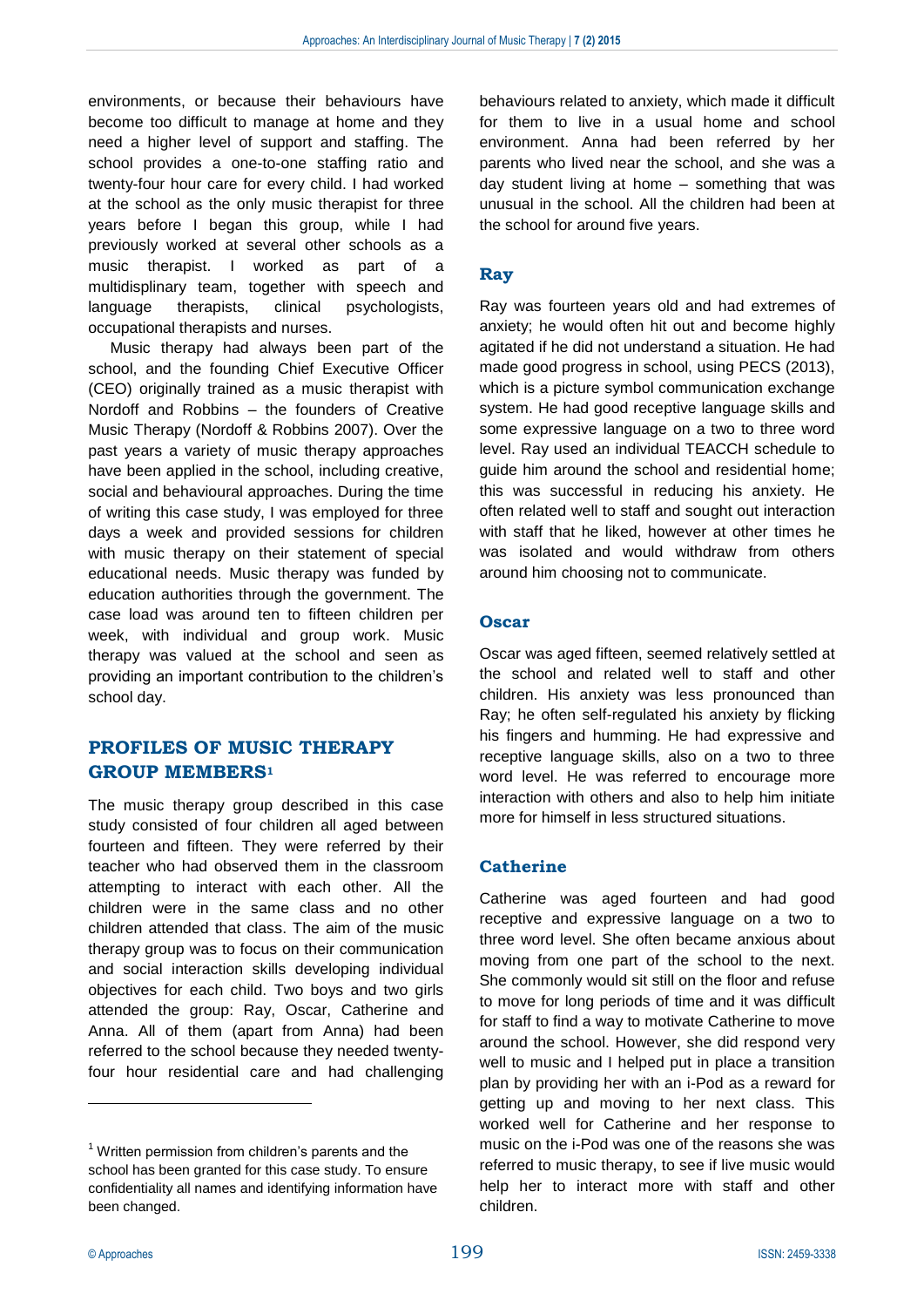environments, or because their behaviours have become too difficult to manage at home and they need a higher level of support and staffing. The school provides a one-to-one staffing ratio and twenty-four hour care for every child. I had worked at the school as the only music therapist for three years before I began this group, while I had previously worked at several other schools as a music therapist. I worked as part of a multidisplinary team, together with speech and language therapists, clinical psychologists, occupational therapists and nurses.

Music therapy had always been part of the school, and the founding Chief Executive Officer (CEO) originally trained as a music therapist with Nordoff and Robbins – the founders of Creative Music Therapy (Nordoff & Robbins 2007). Over the past years a variety of music therapy approaches have been applied in the school, including creative, social and behavioural approaches. During the time of writing this case study, I was employed for three days a week and provided sessions for children with music therapy on their statement of special educational needs. Music therapy was funded by education authorities through the government. The case load was around ten to fifteen children per week, with individual and group work. Music therapy was valued at the school and seen as providing an important contribution to the children's school day.

## PROFILES OF MUSIC THERAPY GROUP MEMBERS[1]

The music therapy group described in this case study consisted of four children all aged between fourteen and fifteen. They were referred by their teacher who had observed them in the classroom attempting to interact with each other. All the children were in the same class and no other children attended that class. The aim of the music therapy group was to focus on their communication and social interaction skills developing individual objectives for each child. Two boys and two girls attended the group: Ray, Oscar, Catherine and Anna. All of them (apart from Anna) had been referred to the school because they needed twenty-four hour residential care and had challenging behaviours related to anxiety, which made it difficult for them to live in a usual home and school environment. Anna had been referred by her parents who lived near the school, and she was a day student living at home – something that was unusual in the school. All the children had been at the school for around five years.

### Ray

Ray was fourteen years old and had extremes of anxiety; he would often hit out and become highly agitated if he did not understand a situation. He had made good progress in school, using PECS (2013), which is a picture symbol communication exchange system. He had good receptive language skills and some expressive language on a two to three word level. Ray used an individual TEACCH schedule to guide him around the school and residential home; this was successful in reducing his anxiety. He often related well to staff and sought out interaction with staff that he liked, however at other times he was isolated and would withdraw from others around him choosing not to communicate.

### Oscar

Oscar was aged fifteen, seemed relatively settled at the school and related well to staff and other children. His anxiety was less pronounced than Ray; he often self-regulated his anxiety by flicking his fingers and humming. He had expressive and receptive language skills, also on a two to three word level. He was referred to encourage more interaction with others and also to help him initiate more for himself in less structured situations.

### Catherine

Catherine was aged fourteen and had good receptive and expressive language on a two to three word level. She often became anxious about moving from one part of the school to the next. She commonly would sit still on the floor and refuse to move for long periods of time and it was difficult for staff to find a way to motivate Catherine to move around the school. However, she did respond very well to music and I helped put in place a transition plan by providing her with an i-Pod as a reward for getting up and moving to her next class. This worked well for Catherine and her response to music on the i-Pod was one of the reasons she was referred to music therapy, to see if live music would help her to interact more with staff and other children.

[1] Written permission from children's parents and the school has been granted for this case study. To ensure confidentiality all names and identifying information have been changed.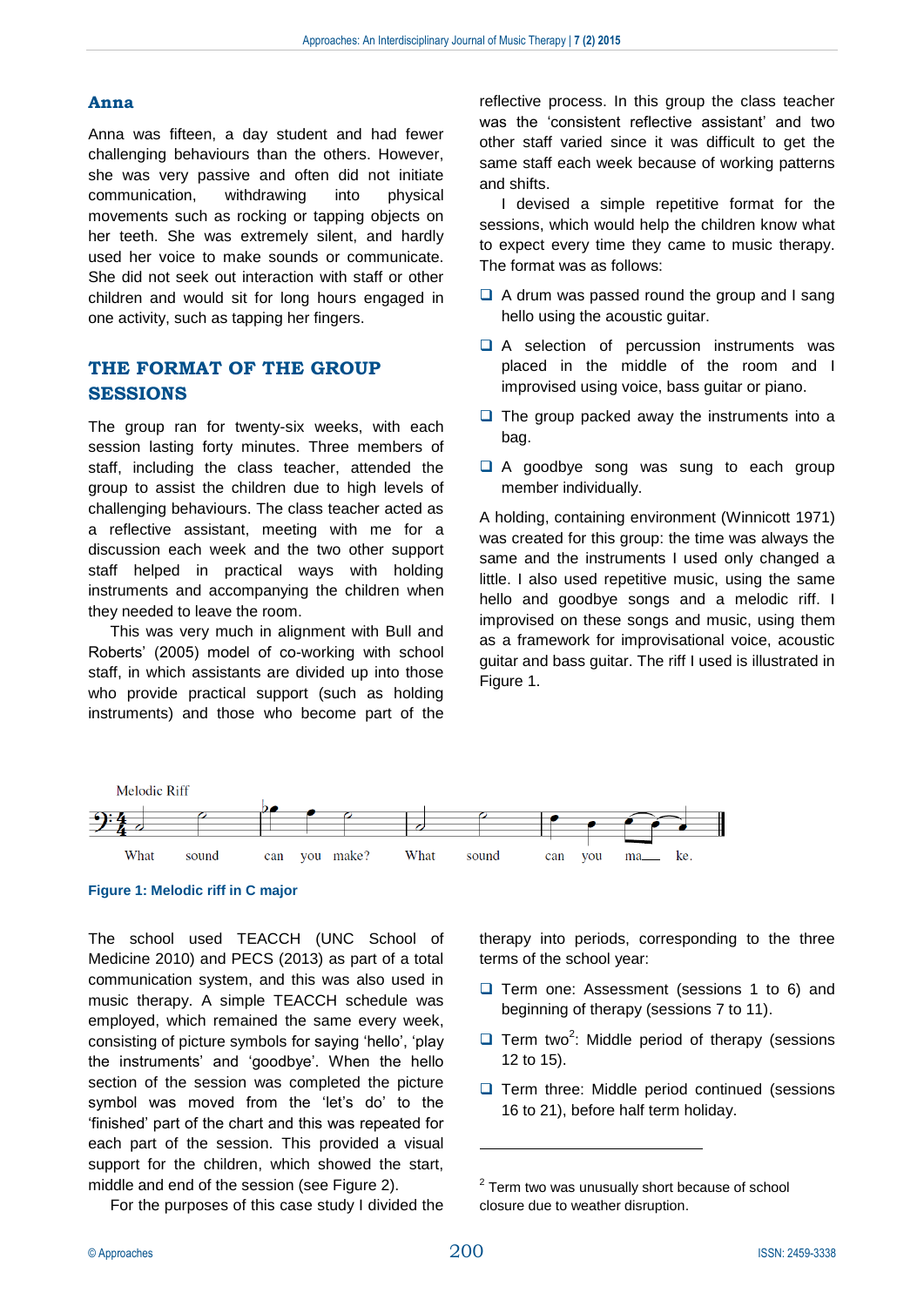### Anna

Anna was fifteen, a day student and had fewer challenging behaviours than the others. However, she was very passive and often did not initiate communication, withdrawing into physical movements such as rocking or tapping objects on her teeth. She was extremely silent, and hardly used her voice to make sounds or communicate. She did not seek out interaction with staff or other children and would sit for long hours engaged in one activity, such as tapping her fingers.

## THE FORMAT OF THE GROUP SESSIONS

The group ran for twenty-six weeks, with each session lasting forty minutes. Three members of staff, including the class teacher, attended the group to assist the children due to high levels of challenging behaviours. The class teacher acted as a reflective assistant, meeting with me for a discussion each week and the two other support staff helped in practical ways with holding instruments and accompanying the children when they needed to leave the room.

This was very much in alignment with Bull and Roberts' (2005) model of co-working with school staff, in which assistants are divided up into those who provide practical support (such as holding instruments) and those who become part of the reflective process. In this group the class teacher was the 'consistent reflective assistant' and two other staff varied since it was difficult to get the same staff each week because of working patterns and shifts.

I devised a simple repetitive format for the sessions, which would help the children know what to expect every time they came to music therapy. The format was as follows:

- A drum was passed round the group and I sang hello using the acoustic guitar.
- A selection of percussion instruments was placed in the middle of the room and I improvised using voice, bass guitar or piano.
- The group packed away the instruments into a bag.
- A goodbye song was sung to each group member individually.

A holding, containing environment (Winnicott 1971) was created for this group: the time was always the same and the instruments I used only changed a little. I also used repetitive music, using the same hello and goodbye songs and a melodic riff. I improvised on these songs and music, using them as a framework for improvisational voice, acoustic guitar and bass guitar. The riff I used is illustrated in Figure 1.

Melodic Riff

What sound can you make? What sound can you ma— ke.

**Figure 1: Melodic riff in C major**

The school used TEACCH (UNC School of Medicine 2010) and PECS (2013) as part of a total communication system, and this was also used in music therapy. A simple TEACCH schedule was employed, which remained the same every week, consisting of picture symbols for saying 'hello', 'play the instruments' and 'goodbye'. When the hello section of the session was completed the picture symbol was moved from the 'let's do' to the 'finished' part of the chart and this was repeated for each part of the session. This provided a visual support for the children, which showed the start, middle and end of the session (see Figure 2).

For the purposes of this case study I divided the therapy into periods, corresponding to the three terms of the school year:

- Term one: Assessment (sessions 1 to 6) and beginning of therapy (sessions 7 to 11).
- Term two[2]: Middle period of therapy (sessions 12 to 15).
- Term three: Middle period continued (sessions 16 to 21), before half term holiday.

[2] Term two was unusually short because of school closure due to weather disruption.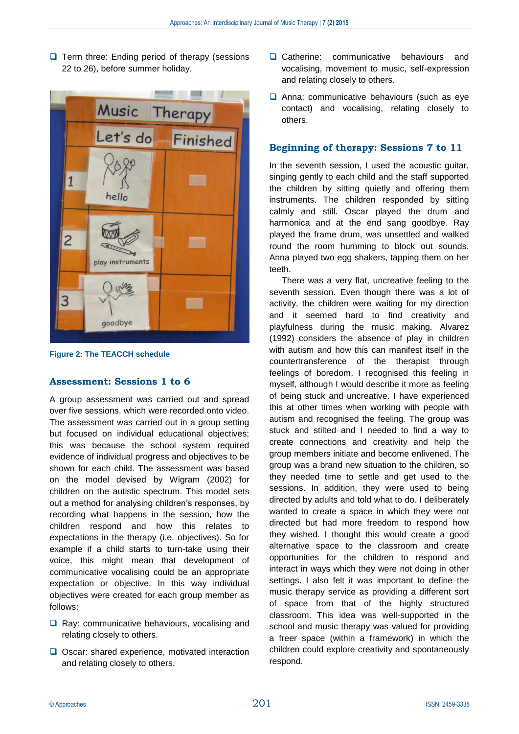- Term three: Ending period of therapy (sessions 22 to 26), before summer holiday.

Figure 2: The TEACCH schedule

## Assessment: Sessions 1 to 6

A group assessment was carried out and spread over five sessions, which were recorded onto video. The assessment was carried out in a group setting but focused on individual educational objectives; this was because the school system required evidence of individual progress and objectives to be shown for each child. The assessment was based on the model devised by Wigram (2002) for children on the autistic spectrum. This model sets out a method for analysing children's responses, by recording what happens in the session, how the children respond and how this relates to expectations in the therapy (i.e. objectives). So for example if a child starts to turn-take using their voice, this might mean that development of communicative vocalising could be an appropriate expectation or objective. In this way individual objectives were created for each group member as follows:

- Ray: communicative behaviours, vocalising and relating closely to others.
- Oscar: shared experience, motivated interaction and relating closely to others.
- Catherine: communicative behaviours and vocalising, movement to music, self-expression and relating closely to others.
- Anna: communicative behaviours (such as eye contact) and vocalising, relating closely to others.

## Beginning of therapy: Sessions 7 to 11

In the seventh session, I used the acoustic guitar, singing gently to each child and the staff supported the children by sitting quietly and offering them instruments. The children responded by sitting calmly and still. Oscar played the drum and harmonica and at the end sang goodbye. Ray played the frame drum, was unsettled and walked round the room humming to block out sounds. Anna played two egg shakers, tapping them on her teeth.

There was a very flat, uncreative feeling to the seventh session. Even though there was a lot of activity, the children were waiting for my direction and it seemed hard to find creativity and playfulness during the music making. Alvarez (1992) considers the absence of play in children with autism and how this can manifest itself in the countertransference of the therapist through feelings of boredom. I recognised this feeling in myself, although I would describe it more as feeling of being stuck and uncreative. I have experienced this at other times when working with people with autism and recognised the feeling. The group was stuck and stilted and I needed to find a way to create connections and creativity and help the group members initiate and become enlivened. The group was a brand new situation to the children, so they needed time to settle and get used to the sessions. In addition, they were used to being directed by adults and told what to do. I deliberately wanted to create a space in which they were not directed but had more freedom to respond how they wished. I thought this would create a good alternative space to the classroom and create opportunities for the children to respond and interact in ways which they were not doing in other settings. I also felt it was important to define the music therapy service as providing a different sort of space from that of the highly structured classroom. This idea was well-supported in the school and music therapy was valued for providing a freer space (within a framework) in which the children could explore creativity and spontaneously respond.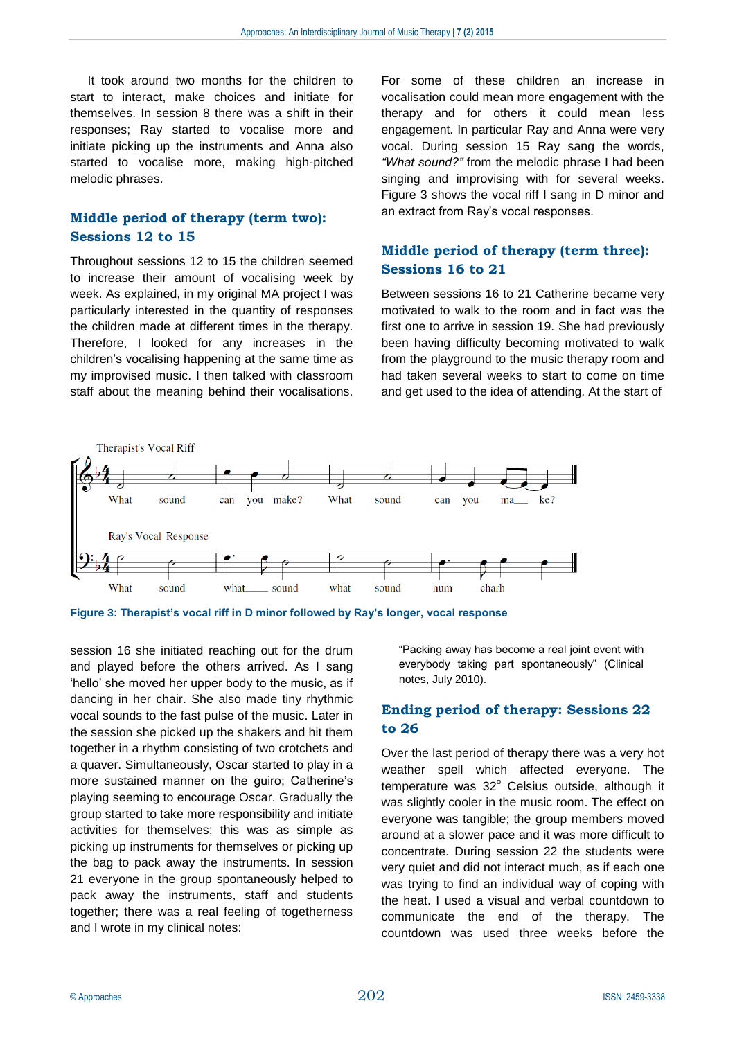It took around two months for the children to start to interact, make choices and initiate for themselves. In session 8 there was a shift in their responses; Ray started to vocalise more and initiate picking up the instruments and Anna also started to vocalise more, making high-pitched melodic phrases.

## Middle period of therapy (term two): Sessions 12 to 15

Throughout sessions 12 to 15 the children seemed to increase their amount of vocalising week by week. As explained, in my original MA project I was particularly interested in the quantity of responses the children made at different times in the therapy. Therefore, I looked for any increases in the children's vocalising happening at the same time as my improvised music. I then talked with classroom staff about the meaning behind their vocalisations. For some of these children an increase in vocalisation could mean more engagement with the therapy and for others it could mean less engagement. In particular Ray and Anna were very vocal. During session 15 Ray sang the words, *"What sound?"* from the melodic phrase I had been singing and improvising with for several weeks. Figure 3 shows the vocal riff I sang in D minor and an extract from Ray's vocal responses.

**Figure 3: Therapist's vocal riff in D minor followed by Ray's longer, vocal response**

## Middle period of therapy (term three): Sessions 16 to 21

Between sessions 16 to 21 Catherine became very motivated to walk to the room and in fact was the first one to arrive in session 19. She had previously been having difficulty becoming motivated to walk from the playground to the music therapy room and had taken several weeks to start to come on time and get used to the idea of attending. At the start of session 16 she initiated reaching out for the drum and played before the others arrived. As I sang 'hello' she moved her upper body to the music, as if dancing in her chair. She also made tiny rhythmic vocal sounds to the fast pulse of the music. Later in the session she picked up the shakers and hit them together in a rhythm consisting of two crotchets and a quaver. Simultaneously, Oscar started to play in a more sustained manner on the guiro; Catherine's playing seeming to encourage Oscar. Gradually the group started to take more responsibility and initiate activities for themselves; this was as simple as picking up instruments for themselves or picking up the bag to pack away the instruments. In session 21 everyone in the group spontaneously helped to pack away the instruments, staff and students together; there was a real feeling of togetherness and I wrote in my clinical notes:

> "Packing away has become a real joint event with everybody taking part spontaneously" (Clinical notes, July 2010).

## Ending period of therapy: Sessions 22 to 26

Over the last period of therapy there was a very hot weather spell which affected everyone. The temperature was 32° Celsius outside, although it was slightly cooler in the music room. The effect on everyone was tangible; the group members moved around at a slower pace and it was more difficult to concentrate. During session 22 the students were very quiet and did not interact much, as if each one was trying to find an individual way of coping with the heat. I used a visual and verbal countdown to communicate the end of the therapy. The countdown was used three weeks before the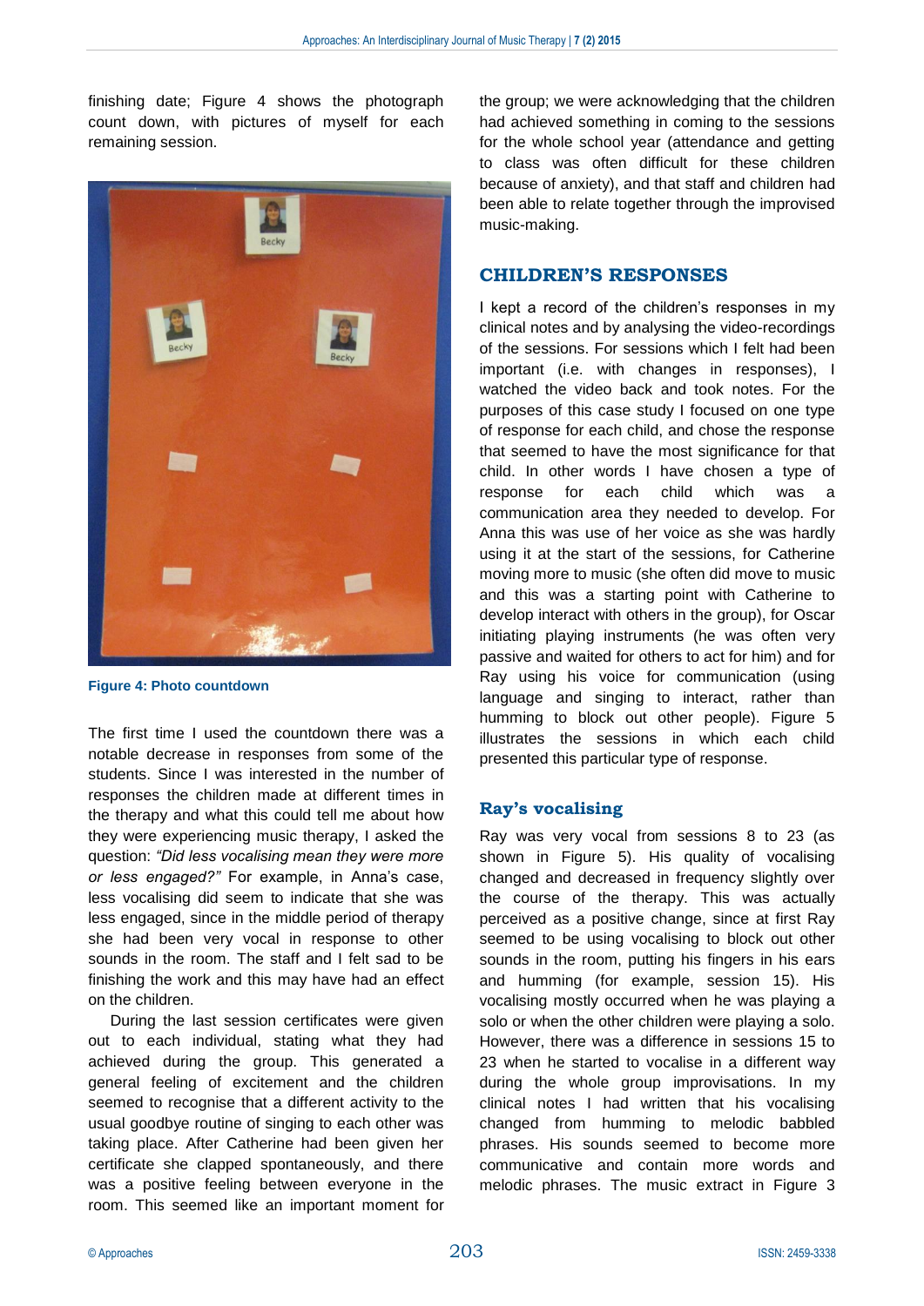finishing date; Figure 4 shows the photograph count down, with pictures of myself for each remaining session.

Figure 4: Photo countdown

The first time I used the countdown there was a notable decrease in responses from some of the students. Since I was interested in the number of responses the children made at different times in the therapy and what this could tell me about how they were experiencing music therapy, I asked the question: *"Did less vocalising mean they were more or less engaged?"* For example, in Anna's case, less vocalising did seem to indicate that she was less engaged, since in the middle period of therapy she had been very vocal in response to other sounds in the room. The staff and I felt sad to be finishing the work and this may have had an effect on the children.

During the last session certificates were given out to each individual, stating what they had achieved during the group. This generated a general feeling of excitement and the children seemed to recognise that a different activity to the usual goodbye routine of singing to each other was taking place. After Catherine had been given her certificate she clapped spontaneously, and there was a positive feeling between everyone in the room. This seemed like an important moment for the group; we were acknowledging that the children had achieved something in coming to the sessions for the whole school year (attendance and getting to class was often difficult for these children because of anxiety), and that staff and children had been able to relate together through the improvised music-making.

## CHILDREN'S RESPONSES

I kept a record of the children's responses in my clinical notes and by analysing the video-recordings of the sessions. For sessions which I felt had been important (i.e. with changes in responses), I watched the video back and took notes. For the purposes of this case study I focused on one type of response for each child, and chose the response that seemed to have the most significance for that child. In other words I have chosen a type of response for each child which was a communication area they needed to develop. For Anna this was use of her voice as she was hardly using it at the start of the sessions, for Catherine moving more to music (she often did move to music and this was a starting point with Catherine to develop interact with others in the group), for Oscar initiating playing instruments (he was often very passive and waited for others to act for him) and for Ray using his voice for communication (using language and singing to interact, rather than humming to block out other people). Figure 5 illustrates the sessions in which each child presented this particular type of response.

### Ray's vocalising

Ray was very vocal from sessions 8 to 23 (as shown in Figure 5). His quality of vocalising changed and decreased in frequency slightly over the course of the therapy. This was actually perceived as a positive change, since at first Ray seemed to be using vocalising to block out other sounds in the room, putting his fingers in his ears and humming (for example, session 15). His vocalising mostly occurred when he was playing a solo or when the other children were playing a solo. However, there was a difference in sessions 15 to 23 when he started to vocalise in a different way during the whole group improvisations. In my clinical notes I had written that his vocalising changed from humming to melodic babbled phrases. His sounds seemed to become more communicative and contain more words and melodic phrases. The music extract in Figure 3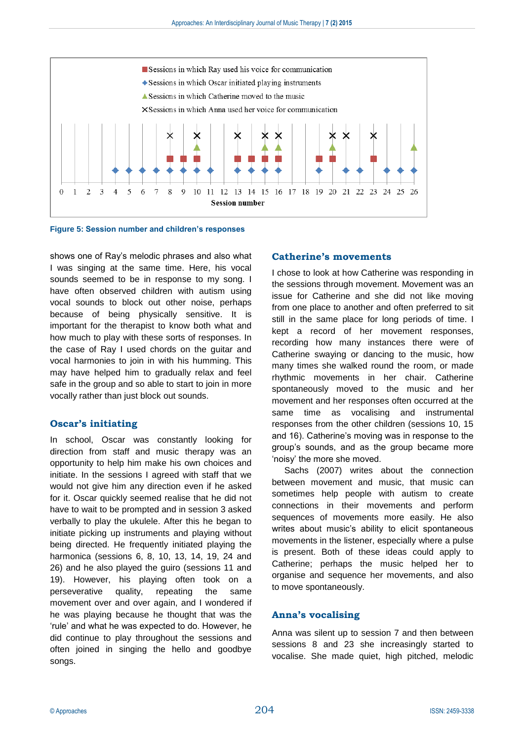Figure 5: Session number and children's responses

shows one of Ray's melodic phrases and also what I was singing at the same time. Here, his vocal sounds seemed to be in response to my song. I have often observed children with autism using vocal sounds to block out other noise, perhaps because of being physically sensitive. It is important for the therapist to know both what and how much to play with these sorts of responses. In the case of Ray I used chords on the guitar and vocal harmonies to join in with his humming. This may have helped him to gradually relax and feel safe in the group and so able to start to join in more vocally rather than just block out sounds.

## Oscar's initiating

In school, Oscar was constantly looking for direction from staff and music therapy was an opportunity to help him make his own choices and initiate. In the sessions I agreed with staff that we would not give him any direction even if he asked for it. Oscar quickly seemed realise that he did not have to wait to be prompted and in session 3 asked verbally to play the ukulele. After this he began to initiate picking up instruments and playing without being directed. He frequently initiated playing the harmonica (sessions 6, 8, 10, 13, 14, 19, 24 and 26) and he also played the guiro (sessions 11 and 19). However, his playing often took on a perseverative quality, repeating the same movement over and over again, and I wondered if he was playing because he thought that was the 'rule' and what he was expected to do. However, he did continue to play throughout the sessions and often joined in singing the hello and goodbye songs.

## Catherine's movements

I chose to look at how Catherine was responding in the sessions through movement. Movement was an issue for Catherine and she did not like moving from one place to another and often preferred to sit still in the same place for long periods of time. I kept a record of her movement responses, recording how many instances there were of Catherine swaying or dancing to the music, how many times she walked round the room, or made rhythmic movements in her chair. Catherine spontaneously moved to the music and her movement and her responses often occurred at the same time as vocalising and instrumental responses from the other children (sessions 10, 15 and 16). Catherine's moving was in response to the group's sounds, and as the group became more 'noisy' the more she moved.

Sachs (2007) writes about the connection between movement and music, that music can sometimes help people with autism to create connections in their movements and perform sequences of movements more easily. He also writes about music's ability to elicit spontaneous movements in the listener, especially where a pulse is present. Both of these ideas could apply to Catherine; perhaps the music helped her to organise and sequence her movements, and also to move spontaneously.

## Anna's vocalising

Anna was silent up to session 7 and then between sessions 8 and 23 she increasingly started to vocalise. She made quiet, high pitched, melodic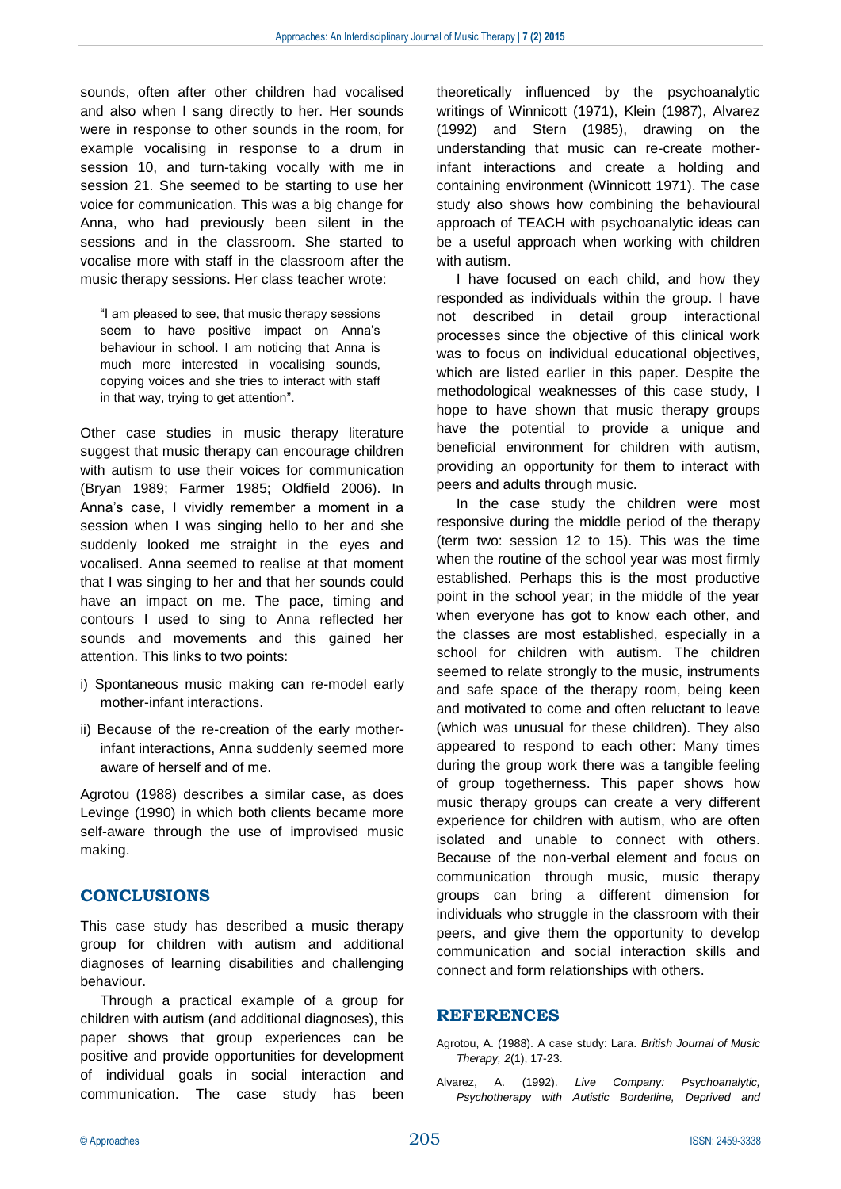sounds, often after other children had vocalised and also when I sang directly to her. Her sounds were in response to other sounds in the room, for example vocalising in response to a drum in session 10, and turn-taking vocally with me in session 21. She seemed to be starting to use her voice for communication. This was a big change for Anna, who had previously been silent in the sessions and in the classroom. She started to vocalise more with staff in the classroom after the music therapy sessions. Her class teacher wrote:

> "I am pleased to see, that music therapy sessions seem to have positive impact on Anna's behaviour in school. I am noticing that Anna is much more interested in vocalising sounds, copying voices and she tries to interact with staff in that way, trying to get attention".

Other case studies in music therapy literature suggest that music therapy can encourage children with autism to use their voices for communication (Bryan 1989; Farmer 1985; Oldfield 2006). In Anna's case, I vividly remember a moment in a session when I was singing hello to her and she suddenly looked me straight in the eyes and vocalised. Anna seemed to realise at that moment that I was singing to her and that her sounds could have an impact on me. The pace, timing and contours I used to sing to Anna reflected her sounds and movements and this gained her attention. This links to two points:

i) Spontaneous music making can re-model early mother-infant interactions.

ii) Because of the re-creation of the early mother-infant interactions, Anna suddenly seemed more aware of herself and of me.

Agrotou (1988) describes a similar case, as does Levinge (1990) in which both clients became more self-aware through the use of improvised music making.

## CONCLUSIONS

This case study has described a music therapy group for children with autism and additional diagnoses of learning disabilities and challenging behaviour.

Through a practical example of a group for children with autism (and additional diagnoses), this paper shows that group experiences can be positive and provide opportunities for development of individual goals in social interaction and communication. The case study has been theoretically influenced by the psychoanalytic writings of Winnicott (1971), Klein (1987), Alvarez (1992) and Stern (1985), drawing on the understanding that music can re-create mother-infant interactions and create a holding and containing environment (Winnicott 1971). The case study also shows how combining the behavioural approach of TEACH with psychoanalytic ideas can be a useful approach when working with children with autism.

I have focused on each child, and how they responded as individuals within the group. I have not described in detail group interactional processes since the objective of this clinical work was to focus on individual educational objectives, which are listed earlier in this paper. Despite the methodological weaknesses of this case study, I hope to have shown that music therapy groups have the potential to provide a unique and beneficial environment for children with autism, providing an opportunity for them to interact with peers and adults through music.

In the case study the children were most responsive during the middle period of the therapy (term two: session 12 to 15). This was the time when the routine of the school year was most firmly established. Perhaps this is the most productive point in the school year; in the middle of the year when everyone has got to know each other, and the classes are most established, especially in a school for children with autism. The children seemed to relate strongly to the music, instruments and safe space of the therapy room, being keen and motivated to come and often reluctant to leave (which was unusual for these children). They also appeared to respond to each other: Many times during the group work there was a tangible feeling of group togetherness. This paper shows how music therapy groups can create a very different experience for children with autism, who are often isolated and unable to connect with others. Because of the non-verbal element and focus on communication through music, music therapy groups can bring a different dimension for individuals who struggle in the classroom with their peers, and give them the opportunity to develop communication and social interaction skills and connect and form relationships with others.

## REFERENCES

Agrotou, A. (1988). A case study: Lara. *British Journal of Music Therapy, 2*(1), 17-23.

Alvarez, A. (1992). *Live Company: Psychoanalytic, Psychotherapy with Autistic Borderline, Deprived and*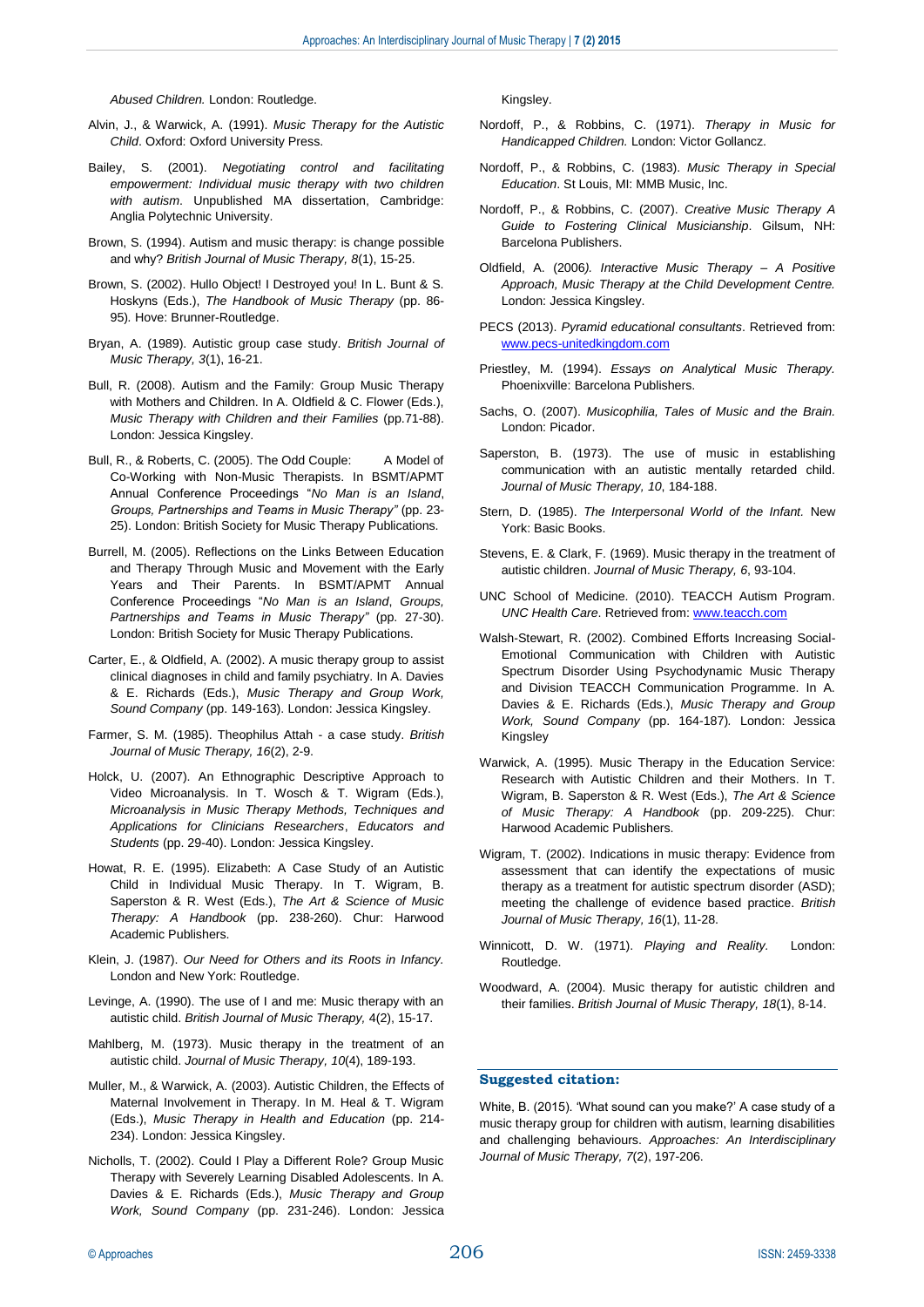*Abused Children.* London: Routledge.

Alvin, J., & Warwick, A. (1991). *Music Therapy for the Autistic Child*. Oxford: Oxford University Press.

Bailey, S. (2001). *Negotiating control and facilitating empowerment: Individual music therapy with two children with autism*. Unpublished MA dissertation, Cambridge: Anglia Polytechnic University.

Brown, S. (1994). Autism and music therapy: is change possible and why? *British Journal of Music Therapy, 8*(1), 15-25.

Brown, S. (2002). Hullo Object! I Destroyed you! In L. Bunt & S. Hoskyns (Eds.), *The Handbook of Music Therapy* (pp. 86-95)*.* Hove: Brunner-Routledge.

Bryan, A. (1989). Autistic group case study. *British Journal of Music Therapy, 3*(1), 16-21.

Bull, R. (2008). Autism and the Family: Group Music Therapy with Mothers and Children. In A. Oldfield & C. Flower (Eds.), *Music Therapy with Children and their Families* (pp.71-88). London: Jessica Kingsley.

Bull, R., & Roberts, C. (2005). The Odd Couple: A Model of Co-Working with Non-Music Therapists. In BSMT/APMT Annual Conference Proceedings "*No Man is an Island*, *Groups, Partnerships and Teams in Music Therapy"* (pp. 23-25). London: British Society for Music Therapy Publications.

Burrell, M. (2005). Reflections on the Links Between Education and Therapy Through Music and Movement with the Early Years and Their Parents. In BSMT/APMT Annual Conference Proceedings "*No Man is an Island*, *Groups, Partnerships and Teams in Music Therapy"* (pp. 27-30). London: British Society for Music Therapy Publications.

Carter, E., & Oldfield, A. (2002). A music therapy group to assist clinical diagnoses in child and family psychiatry. In A. Davies & E. Richards (Eds.), *Music Therapy and Group Work, Sound Company* (pp. 149-163). London: Jessica Kingsley.

Farmer, S. M. (1985). Theophilus Attah - a case study. *British Journal of Music Therapy, 16*(2), 2-9.

Holck, U. (2007). An Ethnographic Descriptive Approach to Video Microanalysis. In T. Wosch & T. Wigram (Eds.), *Microanalysis in Music Therapy Methods, Techniques and Applications for Clinicians Researchers*, *Educators and Students* (pp. 29-40). London: Jessica Kingsley.

Howat, R. E. (1995). Elizabeth: A Case Study of an Autistic Child in Individual Music Therapy. In T. Wigram, B. Saperston & R. West (Eds.), *The Art & Science of Music Therapy: A Handbook* (pp. 238-260). Chur: Harwood Academic Publishers.

Klein, J. (1987). *Our Need for Others and its Roots in Infancy.* London and New York: Routledge.

Levinge, A. (1990). The use of I and me: Music therapy with an autistic child. *British Journal of Music Therapy,* 4(2), 15-17.

Mahlberg, M. (1973). Music therapy in the treatment of an autistic child. *Journal of Music Therapy, 10*(4), 189-193.

Muller, M., & Warwick, A. (2003). Autistic Children, the Effects of Maternal Involvement in Therapy. In M. Heal & T. Wigram (Eds.), *Music Therapy in Health and Education* (pp. 214-234). London: Jessica Kingsley.

Nicholls, T. (2002). Could I Play a Different Role? Group Music Therapy with Severely Learning Disabled Adolescents. In A. Davies & E. Richards (Eds.), *Music Therapy and Group Work, Sound Company* (pp. 231-246). London: Jessica Kingsley.

Nordoff, P., & Robbins, C. (1971). *Therapy in Music for Handicapped Children.* London: Victor Gollancz.

Nordoff, P., & Robbins, C. (1983). *Music Therapy in Special Education*. St Louis, MI: MMB Music, Inc.

Nordoff, P., & Robbins, C. (2007). *Creative Music Therapy A Guide to Fostering Clinical Musicianship*. Gilsum, NH: Barcelona Publishers.

Oldfield, A. (2006*). Interactive Music Therapy – A Positive Approach, Music Therapy at the Child Development Centre.* London: Jessica Kingsley.

PECS (2013). *Pyramid educational consultants*. Retrieved from: www.pecs-unitedkingdom.com

Priestley, M. (1994). *Essays on Analytical Music Therapy.* Phoenixville: Barcelona Publishers.

Sachs, O. (2007). *Musicophilia, Tales of Music and the Brain.* London: Picador.

Saperston, B. (1973). The use of music in establishing communication with an autistic mentally retarded child. *Journal of Music Therapy, 10*, 184-188.

Stern, D. (1985). *The Interpersonal World of the Infant.* New York: Basic Books.

Stevens, E. & Clark, F. (1969). Music therapy in the treatment of autistic children. *Journal of Music Therapy, 6*, 93-104.

UNC School of Medicine. (2010). TEACCH Autism Program. *UNC Health Care*. Retrieved from: www.teacch.com

Walsh-Stewart, R. (2002). Combined Efforts Increasing Social-Emotional Communication with Children with Autistic Spectrum Disorder Using Psychodynamic Music Therapy and Division TEACCH Communication Programme. In A. Davies & E. Richards (Eds.), *Music Therapy and Group Work, Sound Company* (pp. 164-187)*.* London: Jessica Kingsley

Warwick, A. (1995). Music Therapy in the Education Service: Research with Autistic Children and their Mothers. In T. Wigram, B. Saperston & R. West (Eds.), *The Art & Science of Music Therapy: A Handbook* (pp. 209-225). Chur: Harwood Academic Publishers.

Wigram, T. (2002). Indications in music therapy: Evidence from assessment that can identify the expectations of music therapy as a treatment for autistic spectrum disorder (ASD); meeting the challenge of evidence based practice. *British Journal of Music Therapy, 16*(1), 11-28.

Winnicott, D. W. (1971). *Playing and Reality.* London: Routledge.

Woodward, A. (2004). Music therapy for autistic children and their families. *British Journal of Music Therapy, 18*(1), 8-14.

**Suggested citation:**

White, B. (2015). 'What sound can you make?' A case study of a music therapy group for children with autism, learning disabilities and challenging behaviours. *Approaches: An Interdisciplinary Journal of Music Therapy, 7*(2), 197-206.